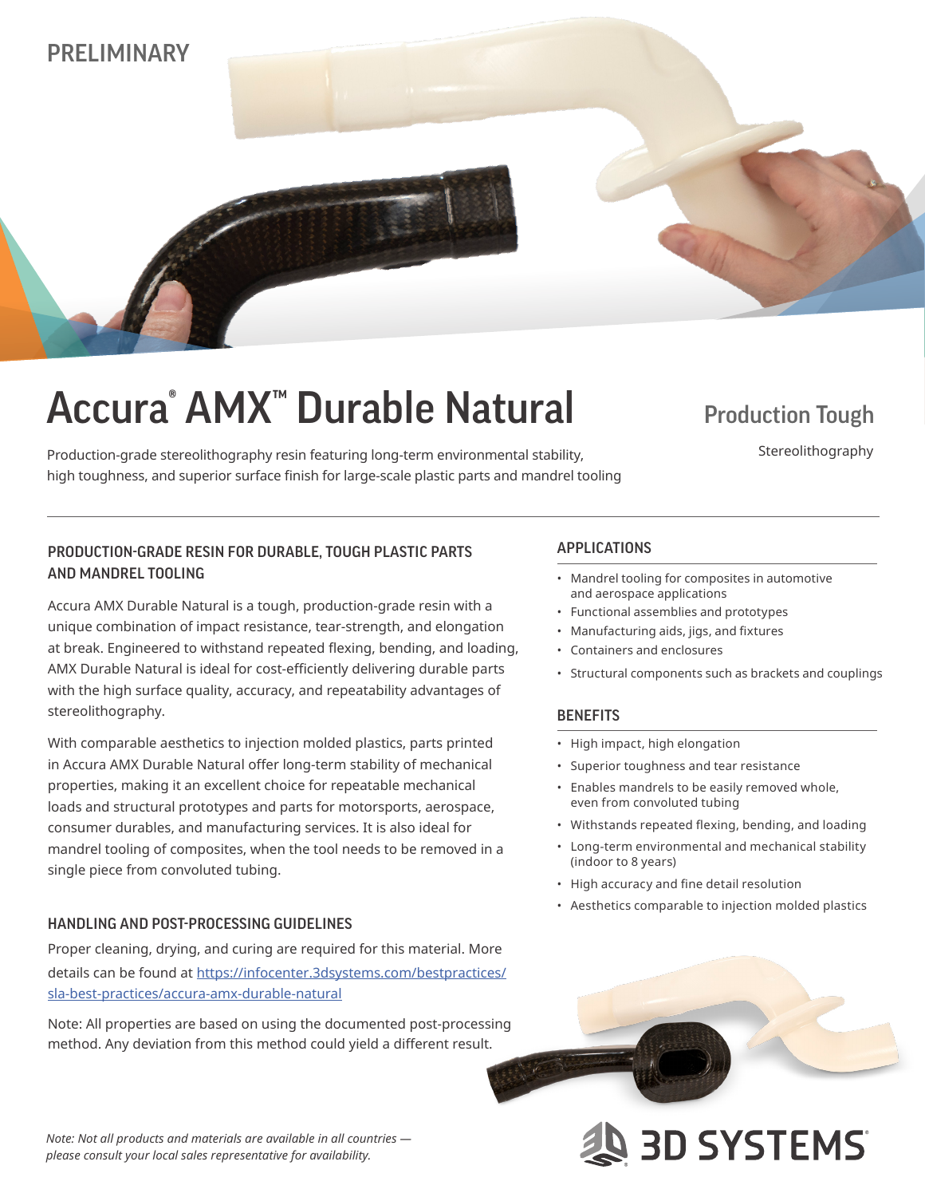PRELIMINARY

# Accura® AMX™ Durable Natural

## Production Tough

Stereolithography

Production-grade stereolithography resin featuring long-term environmental stability, high toughness, and superior surface finish for large-scale plastic parts and mandrel tooling

### PRODUCTION-GRADE RESIN FOR DURABLE, TOUGH PLASTIC PARTS AND MANDREL TOOLING

Accura AMX Durable Natural is a tough, production-grade resin with a unique combination of impact resistance, tear-strength, and elongation at break. Engineered to withstand repeated flexing, bending, and loading, AMX Durable Natural is ideal for cost-efficiently delivering durable parts with the high surface quality, accuracy, and repeatability advantages of stereolithography.

With comparable aesthetics to injection molded plastics, parts printed in Accura AMX Durable Natural offer long-term stability of mechanical properties, making it an excellent choice for repeatable mechanical loads and structural prototypes and parts for motorsports, aerospace, consumer durables, and manufacturing services. It is also ideal for mandrel tooling of composites, when the tool needs to be removed in a single piece from convoluted tubing.

### HANDLING AND POST-PROCESSING GUIDELINES

Proper cleaning, drying, and curing are required for this material. More details can be found at [https://infocenter.3dsystems.com/bestpractices/sla-best-practices/accura-amx-durable-natural](https://infocenter.3dsystems.com/bestpractices/sla-best-practices/accura-amx-durable-natural)

Note: All properties are based on using the documented post-processing method. Any deviation from this method could yield a different result.

### APPLICATIONS

- Mandrel tooling for composites in automotive and aerospace applications
- Functional assemblies and prototypes
- Manufacturing aids, jigs, and fixtures
- Containers and enclosures
- Structural components such as brackets and couplings

### BENEFITS

- High impact, high elongation
- Superior toughness and tear resistance
- Enables mandrels to be easily removed whole, even from convoluted tubing
- Withstands repeated flexing, bending, and loading
- Long-term environmental and mechanical stability (indoor to 8 years)
- High accuracy and fine detail resolution
- Aesthetics comparable to injection molded plastics

*Note: Not all products and materials are available in all countries — please consult your local sales representative for availability.*

3D SYSTEMS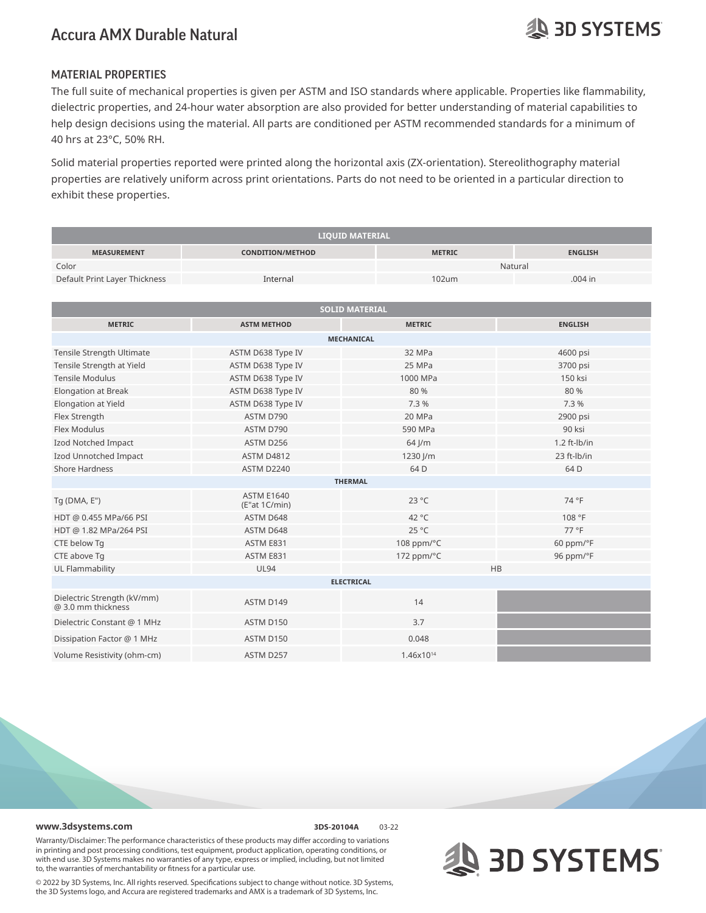# Accura AMX Durable Natural

## MATERIAL PROPERTIES

The full suite of mechanical properties is given per ASTM and ISO standards where applicable. Properties like flammability, dielectric properties, and 24-hour water absorption are also provided for better understanding of material capabilities to help design decisions using the material. All parts are conditioned per ASTM recommended standards for a minimum of 40 hrs at 23°C, 50% RH.

Solid material properties reported were printed along the horizontal axis (ZX-orientation). Stereolithography material properties are relatively uniform across print orientations. Parts do not need to be oriented in a particular direction to exhibit these properties.

| LIQUID MATERIAL | | | |
|---|---|---|---|
| **MEASUREMENT** | **CONDITION/METHOD** | **METRIC** | **ENGLISH** |
| Color | | Natural | |
| Default Print Layer Thickness | Internal | 102um | .004 in |

| SOLID MATERIAL | | | |
|---|---|---|---|
| **METRIC** | **ASTM METHOD** | **METRIC** | **ENGLISH** |
| **MECHANICAL** | | | |
| Tensile Strength Ultimate | ASTM D638 Type IV | 32 MPa | 4600 psi |
| Tensile Strength at Yield | ASTM D638 Type IV | 25 MPa | 3700 psi |
| Tensile Modulus | ASTM D638 Type IV | 1000 MPa | 150 ksi |
| Elongation at Break | ASTM D638 Type IV | 80 % | 80 % |
| Elongation at Yield | ASTM D638 Type IV | 7.3 % | 7.3 % |
| Flex Strength | ASTM D790 | 20 MPa | 2900 psi |
| Flex Modulus | ASTM D790 | 590 MPa | 90 ksi |
| Izod Notched Impact | ASTM D256 | 64 J/m | 1.2 ft-lb/in |
| Izod Unnotched Impact | ASTM D4812 | 1230 J/m | 23 ft-lb/in |
| Shore Hardness | ASTM D2240 | 64 D | 64 D |
| **THERMAL** | | | |
| Tg (DMA, E") | ASTM E1640 (E"at 1C/min) | 23 °C | 74 °F |
| HDT @ 0.455 MPa/66 PSI | ASTM D648 | 42 °C | 108 °F |
| HDT @ 1.82 MPa/264 PSI | ASTM D648 | 25 °C | 77 °F |
| CTE below Tg | ASTM E831 | 108 ppm/°C | 60 ppm/°F |
| CTE above Tg | ASTM E831 | 172 ppm/°C | 96 ppm/°F |
| UL Flammability | UL94 | HB | |
| **ELECTRICAL** | | | |
| Dielectric Strength (kV/mm) @ 3.0 mm thickness | ASTM D149 | 14 | |
| Dielectric Constant @ 1 MHz | ASTM D150 | 3.7 | |
| Dissipation Factor @ 1 MHz | ASTM D150 | 0.048 | |
| Volume Resistivity (ohm-cm) | ASTM D257 | $1.46 \times 10^{14}$ | |

**www.3dsystems.com** **3DS-20104A** 03-22

Warranty/Disclaimer: The performance characteristics of these products may differ according to variations in printing and post processing conditions, test equipment, product application, operating conditions, or with end use. 3D Systems makes no warranties of any type, express or implied, including, but not limited to, the warranties of merchantability or fitness for a particular use.

© 2022 by 3D Systems, Inc. All rights reserved. Specifications subject to change without notice. 3D Systems, the 3D Systems logo, and Accura are registered trademarks and AMX is a trademark of 3D Systems, Inc.